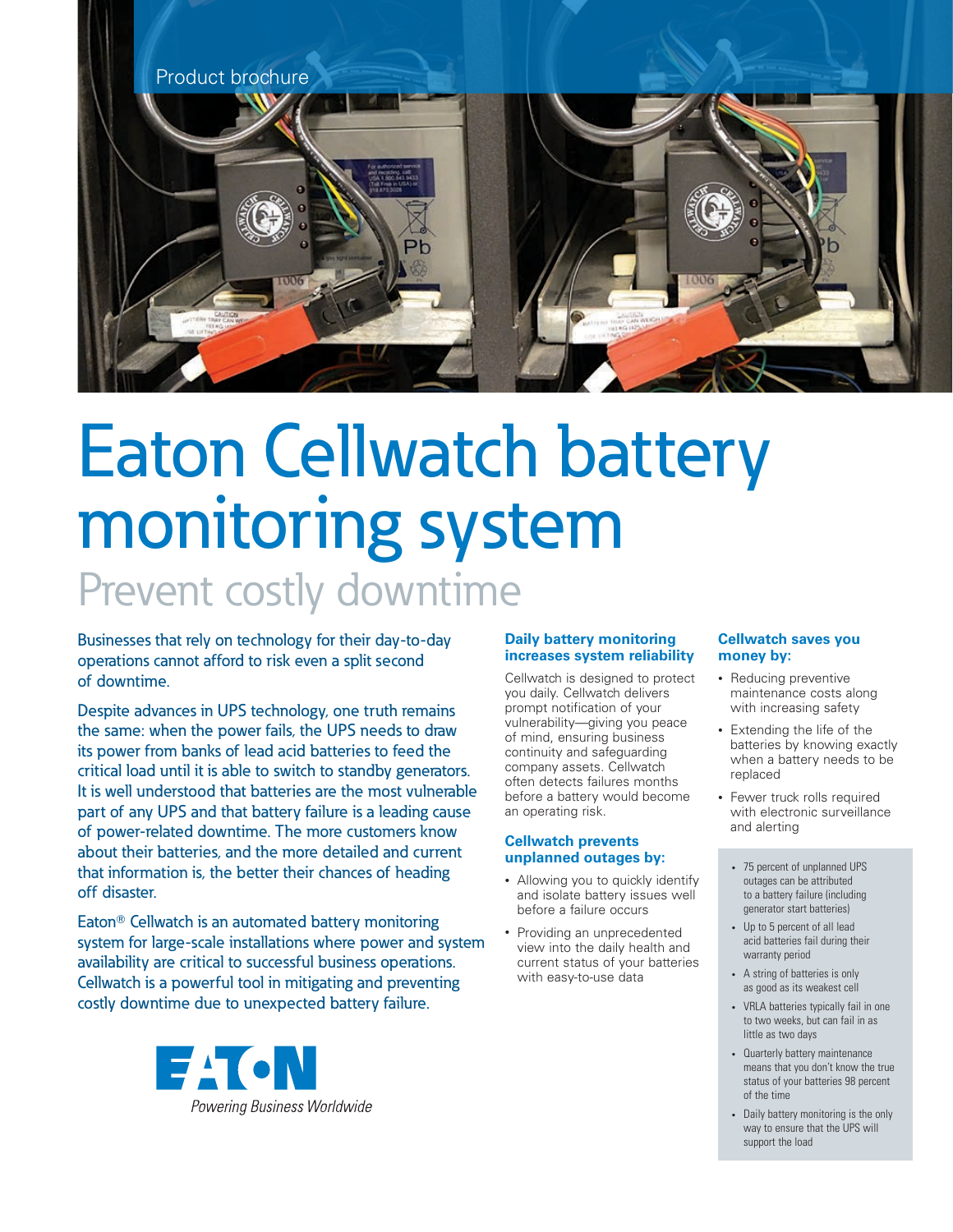Product brochure

# Eaton Cellwatch battery monitoring system

## Prevent costly downtime

Businesses that rely on technology for their day-to-day operations cannot afford to risk even a split second of downtime.

Despite advances in UPS technology, one truth remains the same: when the power fails, the UPS needs to draw its power from banks of lead acid batteries to feed the critical load until it is able to switch to standby generators. It is well understood that batteries are the most vulnerable part of any UPS and that battery failure is a leading cause of power-related downtime. The more customers know about their batteries, and the more detailed and current that information is, the better their chances of heading off disaster.

Eaton® Cellwatch is an automated battery monitoring system for large-scale installations where power and system availability are critical to successful business operations. Cellwatch is a powerful tool in mitigating and preventing costly downtime due to unexpected battery failure.

EATON
*Powering Business Worldwide*

### Daily battery monitoring increases system reliability

Cellwatch is designed to protect you daily. Cellwatch delivers prompt notification of your vulnerability—giving you peace of mind, ensuring business continuity and safeguarding company assets. Cellwatch often detects failures months before a battery would become an operating risk.

### Cellwatch prevents unplanned outages by:

- Allowing you to quickly identify and isolate battery issues well before a failure occurs
- Providing an unprecedented view into the daily health and current status of your batteries with easy-to-use data

### Cellwatch saves you money by:

- Reducing preventive maintenance costs along with increasing safety
- Extending the life of the batteries by knowing exactly when a battery needs to be replaced
- Fewer truck rolls required with electronic surveillance and alerting

- 75 percent of unplanned UPS outages can be attributed to a battery failure (including generator start batteries)
- Up to 5 percent of all lead acid batteries fail during their warranty period
- A string of batteries is only as good as its weakest cell
- VRLA batteries typically fail in one to two weeks, but can fail in as little as two days
- Quarterly battery maintenance means that you don't know the true status of your batteries 98 percent of the time
- Daily battery monitoring is the only way to ensure that the UPS will support the load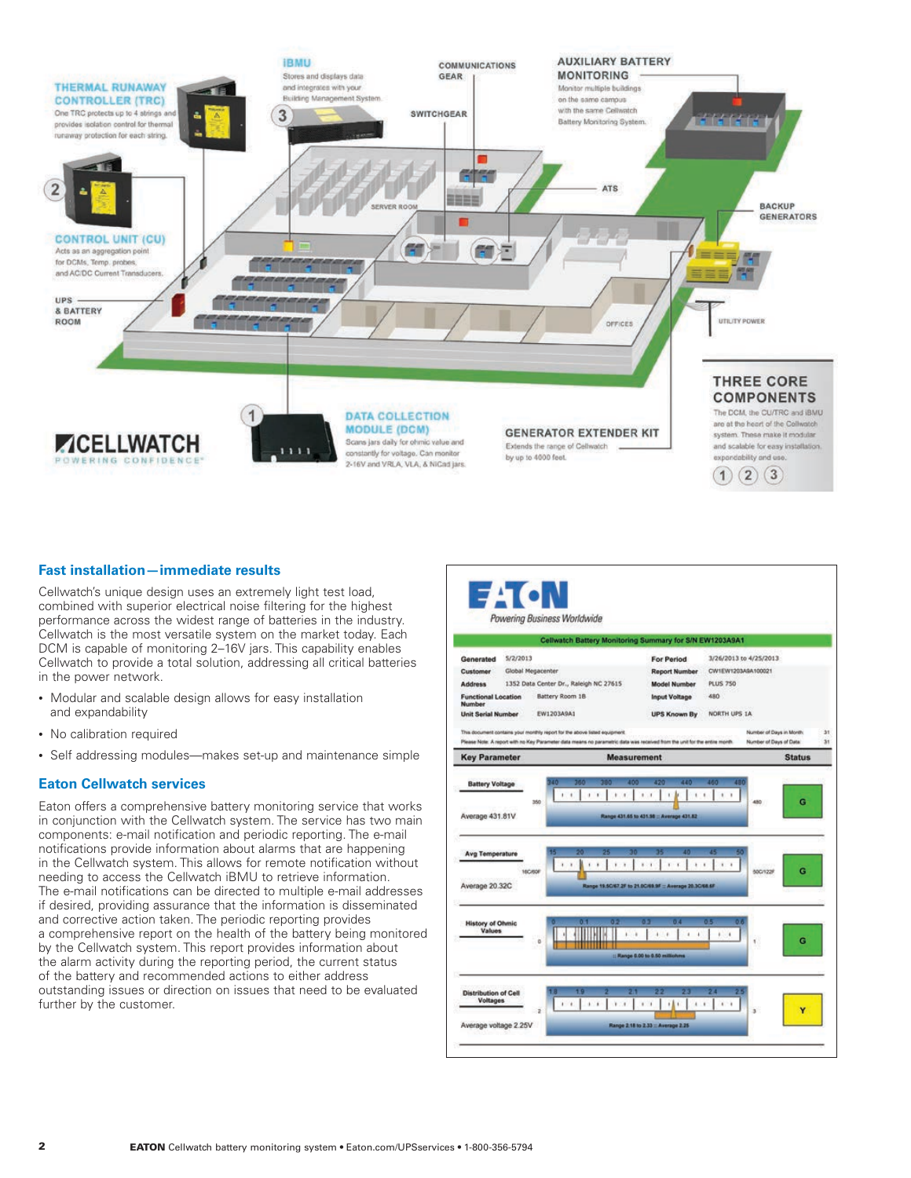THERMAL RUNAWAY CONTROLLER (TRC)

One TRC protects up to 4 strings and provides isolation control for thermal runaway protection for each string.

IBMU

Stores and displays data and integrates with your Building Management System.

COMMUNICATIONS GEAR

SWITCHGEAR

AUXILIARY BATTERY MONITORING

Monitor multiple buildings on the same campus with the same Cellwatch Battery Monitoring System.

SERVER ROOM

ATS

BACKUP GENERATORS

CONTROL UNIT (CU)

Acts as an aggregation point for DCMs, Temp. probes, and AC/DC Current Transducers.

UPS & BATTERY ROOM

OFFICES

UTILITY POWER

THREE CORE COMPONENTS

The DCM, the CU/TRC and iBMU are at the heart of the Cellwatch system. These make it modular and scalable for easy installation, expandability and use.

DATA COLLECTION MODULE (DCM)

Scans jars daily for ohmic value and constantly for voltage. Can monitor 2-16V and VRLA, VLA, & NiCad jars.

GENERATOR EXTENDER KIT

Extends the range of Cellwatch by up to 4000 feet.

CELLWATCH
POWERING CONFIDENCE

## Fast installation—immediate results

Cellwatch's unique design uses an extremely light test load, combined with superior electrical noise filtering for the highest performance across the widest range of batteries in the industry. Cellwatch is the most versatile system on the market today. Each DCM is capable of monitoring 2–16V jars. This capability enables Cellwatch to provide a total solution, addressing all critical batteries in the power network.

- Modular and scalable design allows for easy installation and expandability
- No calibration required
- Self addressing modules—makes set-up and maintenance simple

## Eaton Cellwatch services

Eaton offers a comprehensive battery monitoring service that works in conjunction with the Cellwatch system. The service has two main components: e-mail notification and periodic reporting. The e-mail notifications provide information about alarms that are happening in the Cellwatch system. This allows for remote notification without needing to access the Cellwatch iBMU to retrieve information. The e-mail notifications can be directed to multiple e-mail addresses if desired, providing assurance that the information is disseminated and corrective action taken. The periodic reporting provides a comprehensive report on the health of the battery being monitored by the Cellwatch system. This report provides information about the alarm activity during the reporting period, the current status of the battery and recommended actions to either address outstanding issues or direction on issues that need to be evaluated further by the customer.

EATON
Powering Business Worldwide

**Cellwatch Battery Monitoring Summary for S/N EW1203A9A1**

| | | | |
|---|---|---|---|
| Generated | 5/2/2013 | For Period | 3/26/2013 to 4/25/2013 |
| Customer | Global Megacenter | Report Number | CW1EW1203A9A100021 |
| Address | 1352 Data Center Dr., Raleigh NC 27615 | Model Number | PLUS 750 |
| Functional Location Number | Battery Room 1B | Input Voltage | 480 |
| Unit Serial Number | EW1203A9A1 | UPS Known By | NORTH UPS 1A |

This document contains your monthly report for the above listed equipment. Number of Days in Month: 31

Please Note: A report with no Key Parameter data means no parametric data was received from the unit for the entire month. Number of Days of Data: 31

| Key Parameter | Measurement | Status |
|---|---|---|
| Battery Voltage — Average 431.81V | 350 to 480; Range 431.65 to 431.98 :: Average 431.82 | G |
| Avg Temperature — Average 20.32C | 16C/60F to 50C/122F; Range 19.5C/67.2F to 21.0C/69.9F :: Average 20.3C/68.6F | G |
| History of Ohmic Values | 0 to 1; :: Range 0.00 to 0.50 milliohms | G |
| Distribution of Cell Voltages — Average voltage 2.25V | 2 to 3; Range 2.18 to 2.33 :: Average 2.25 | Y |

**EATON** Cellwatch battery monitoring system • Eaton.com/UPSservices • 1-800-356-5794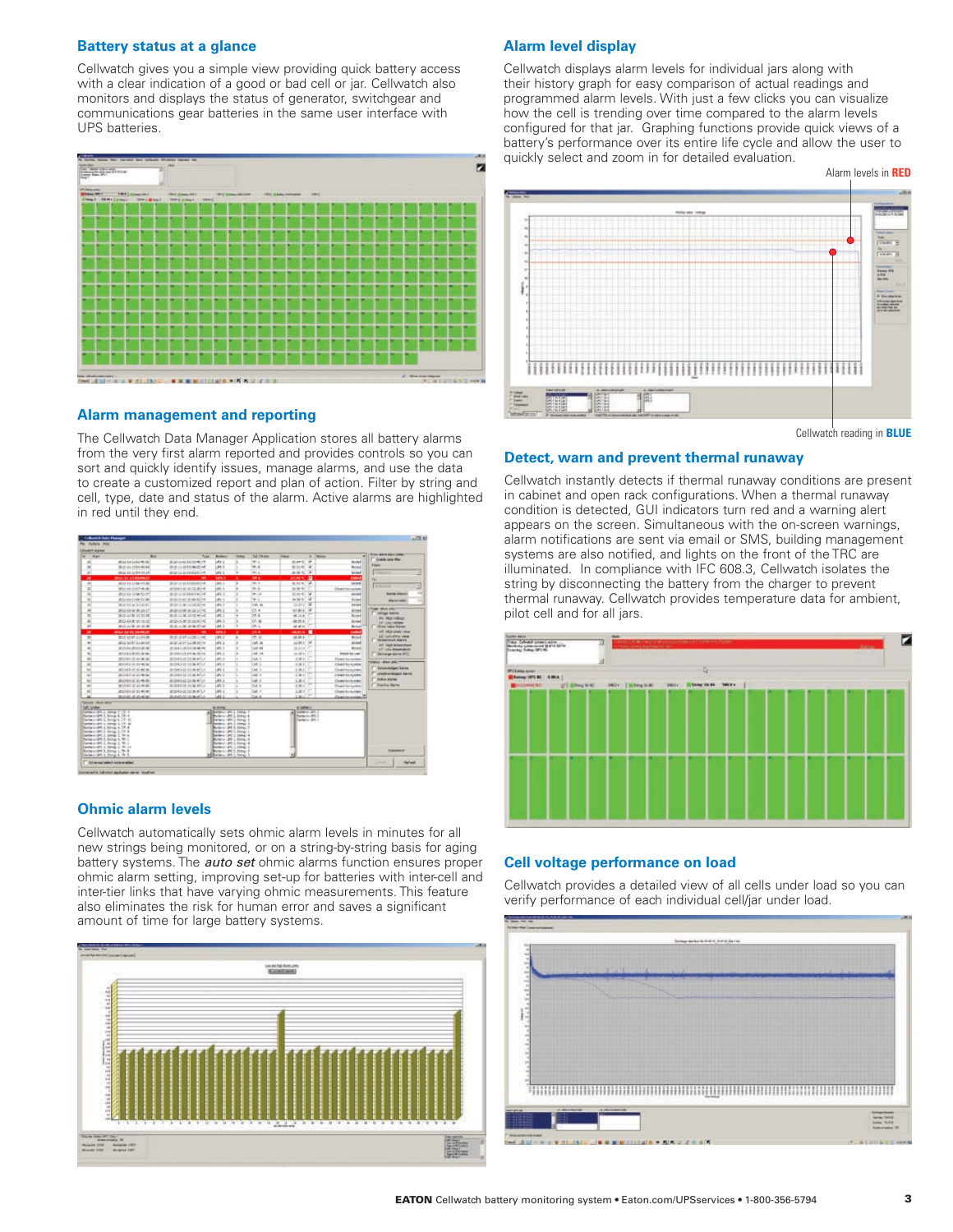## Battery status at a glance

Cellwatch gives you a simple view providing quick battery access with a clear indication of a good or bad cell or jar. Cellwatch also monitors and displays the status of generator, switchgear and communications gear batteries in the same user interface with UPS batteries.

## Alarm management and reporting

The Cellwatch Data Manager Application stores all battery alarms from the very first alarm reported and provides controls so you can sort and quickly identify issues, manage alarms, and use the data to create a customized report and plan of action. Filter by string and cell, type, date and status of the alarm. Active alarms are highlighted in red until they end.

## Ohmic alarm levels

Cellwatch automatically sets ohmic alarm levels in minutes for all new strings being monitored, or on a string-by-string basis for aging battery systems. The *auto set* ohmic alarms function ensures proper ohmic alarm setting, improving set-up for batteries with inter-cell and inter-tier links that have varying ohmic measurements. This feature also eliminates the risk for human error and saves a significant amount of time for large battery systems.

## Alarm level display

Cellwatch displays alarm levels for individual jars along with their history graph for easy comparison of actual readings and programmed alarm levels. With just a few clicks you can visualize how the cell is trending over time compared to the alarm levels configured for that jar. Graphing functions provide quick views of a battery's performance over its entire life cycle and allow the user to quickly select and zoom in for detailed evaluation.

Alarm levels in **RED**

Cellwatch reading in **BLUE**

## Detect, warn and prevent thermal runaway

Cellwatch instantly detects if thermal runaway conditions are present in cabinet and open rack configurations. When a thermal runaway condition is detected, GUI indicators turn red and a warning alert appears on the screen. Simultaneous with the on-screen warnings, alarm notifications are sent via email or SMS, building management systems are also notified, and lights on the front of the TRC are illuminated. In compliance with IFC 608.3, Cellwatch isolates the string by disconnecting the battery from the charger to prevent thermal runaway. Cellwatch provides temperature data for ambient, pilot cell and for all jars.

## Cell voltage performance on load

Cellwatch provides a detailed view of all cells under load so you can verify performance of each individual cell/jar under load.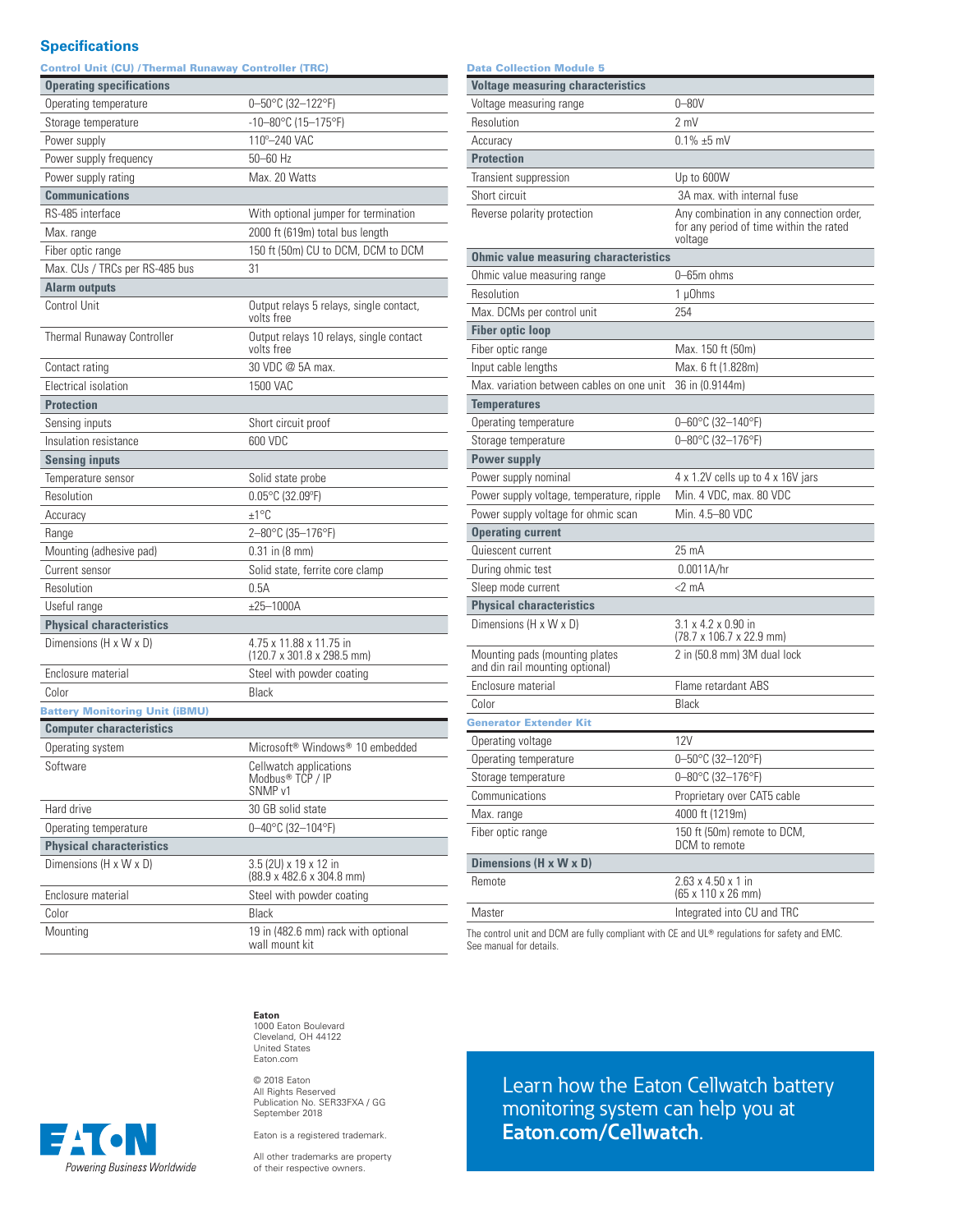## Specifications

### Control Unit (CU) /Thermal Runaway Controller (TRC)

| | |
|---|---|
| **Operating specifications** | |
| Operating temperature | 0–50°C (32–122°F) |
| Storage temperature | -10–80°C (15–175°F) |
| Power supply | 110º–240 VAC |
| Power supply frequency | 50–60 Hz |
| Power supply rating | Max. 20 Watts |
| **Communications** | |
| RS-485 interface | With optional jumper for termination |
| Max. range | 2000 ft (619m) total bus length |
| Fiber optic range | 150 ft (50m) CU to DCM, DCM to DCM |
| Max. CUs / TRCs per RS-485 bus | 31 |
| **Alarm outputs** | |
| Control Unit | Output relays 5 relays, single contact, volts free |
| Thermal Runaway Controller | Output relays 10 relays, single contact volts free |
| Contact rating | 30 VDC @ 5A max. |
| Electrical isolation | 1500 VAC |
| **Protection** | |
| Sensing inputs | Short circuit proof |
| Insulation resistance | 600 VDC |
| **Sensing inputs** | |
| Temperature sensor | Solid state probe |
| Resolution | 0.05°C (32.09ºF) |
| Accuracy | ±1°C |
| Range | 2–80°C (35–176°F) |
| Mounting (adhesive pad) | 0.31 in (8 mm) |
| Current sensor | Solid state, ferrite core clamp |
| Resolution | 0.5A |
| Useful range | ±25–1000A |
| **Physical characteristics** | |
| Dimensions (H x W x D) | 4.75 x 11.88 x 11.75 in (120.7 x 301.8 x 298.5 mm) |
| Enclosure material | Steel with powder coating |
| Color | Black |

### Battery Monitoring Unit (iBMU)

| | |
|---|---|
| **Computer characteristics** | |
| Operating system | Microsoft® Windows® 10 embedded |
| Software | Cellwatch applications<br>Modbus® TCP / IP<br>SNMP v1 |
| Hard drive | 30 GB solid state |
| Operating temperature | 0–40°C (32–104°F) |
| **Physical characteristics** | |
| Dimensions (H x W x D) | 3.5 (2U) x 19 x 12 in (88.9 x 482.6 x 304.8 mm) |
| Enclosure material | Steel with powder coating |
| Color | Black |
| Mounting | 19 in (482.6 mm) rack with optional wall mount kit |

### Data Collection Module 5

| | |
|---|---|
| **Voltage measuring characteristics** | |
| Voltage measuring range | 0–80V |
| Resolution | 2 mV |
| Accuracy | 0.1% ±5 mV |
| **Protection** | |
| Transient suppression | Up to 600W |
| Short circuit | 3A max. with internal fuse |
| Reverse polarity protection | Any combination in any connection order, for any period of time within the rated voltage |
| **Ohmic value measuring characteristics** | |
| Ohmic value measuring range | 0–65m ohms |
| Resolution | 1 µOhms |
| Max. DCMs per control unit | 254 |
| **Fiber optic loop** | |
| Fiber optic range | Max. 150 ft (50m) |
| Input cable lengths | Max. 6 ft (1.828m) |
| Max. variation between cables on one unit | 36 in (0.9144m) |
| **Temperatures** | |
| Operating temperature | 0–60°C (32–140°F) |
| Storage temperature | 0–80°C (32–176°F) |
| **Power supply** | |
| Power supply nominal | 4 x 1.2V cells up to 4 x 16V jars |
| Power supply voltage, temperature, ripple | Min. 4 VDC, max. 80 VDC |
| Power supply voltage for ohmic scan | Min. 4.5–80 VDC |
| **Operating current** | |
| Quiescent current | 25 mA |
| During ohmic test | 0.0011A/hr |
| Sleep mode current | <2 mA |
| **Physical characteristics** | |
| Dimensions (H x W x D) | 3.1 x 4.2 x 0.90 in (78.7 x 106.7 x 22.9 mm) |
| Mounting pads (mounting plates and din rail mounting optional) | 2 in (50.8 mm) 3M dual lock |
| Enclosure material | Flame retardant ABS |
| Color | Black |

### Generator Extender Kit

| | |
|---|---|
| Operating voltage | 12V |
| Operating temperature | 0–50°C (32–120°F) |
| Storage temperature | 0–80°C (32–176°F) |
| Communications | Proprietary over CAT5 cable |
| Max. range | 4000 ft (1219m) |
| Fiber optic range | 150 ft (50m) remote to DCM, DCM to remote |
| **Dimensions (H x W x D)** | |
| Remote | 2.63 x 4.50 x 1 in (65 x 110 x 26 mm) |
| Master | Integrated into CU and TRC |

The control unit and DCM are fully compliant with CE and UL® regulations for safety and EMC. See manual for details.

**Eaton**
1000 Eaton Boulevard
Cleveland, OH 44122
United States
Eaton.com

© 2018 Eaton
All Rights Reserved
Publication No. SER33FXA / GG
September 2018

Eaton is a registered trademark.

All other trademarks are property of their respective owners.

EATON
*Powering Business Worldwide*

Learn how the Eaton Cellwatch battery monitoring system can help you at **Eaton.com/Cellwatch**.